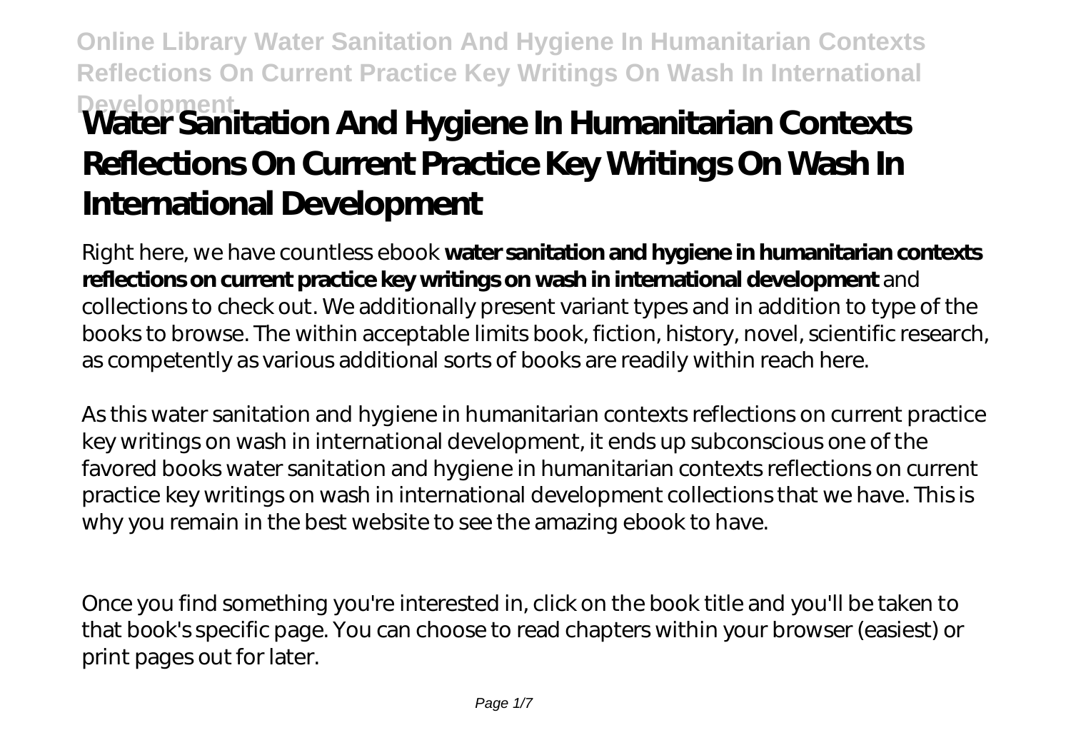# Water Sanitation And Hygiene In Humanitarian Contexts Reflections On Current Practice Key Writings On Wash In International Development

Right here, we have countless ebook **water sanitation and hygiene in humanitarian contexts reflections on current practice key writings on wash in international development** and collections to check out. We additionally present variant types and in addition to type of the books to browse. The within acceptable limits book, fiction, history, novel, scientific research, as competently as various additional sorts of books are readily within reach here.

As this water sanitation and hygiene in humanitarian contexts reflections on current practice key writings on wash in international development, it ends up subconscious one of the favored books water sanitation and hygiene in humanitarian contexts reflections on current practice key writings on wash in international development collections that we have. This is why you remain in the best website to see the amazing ebook to have.

Once you find something you're interested in, click on the book title and you'll be taken to that book's specific page. You can choose to read chapters within your browser (easiest) or print pages out for later.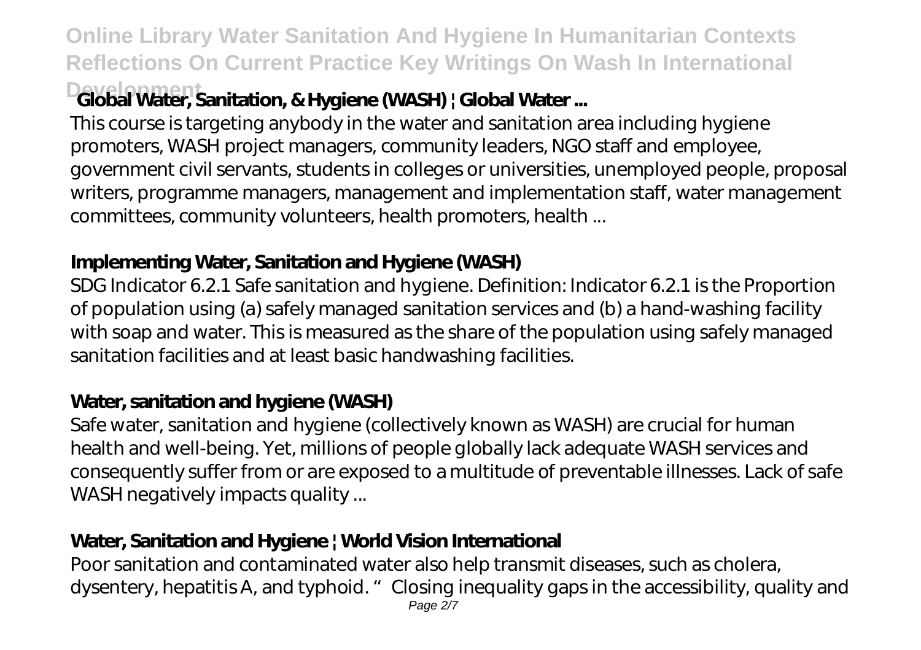### Global Water, Sanitation, & Hygiene (WASH) | Global Water ...

This course is targeting anybody in the water and sanitation area including hygiene promoters, WASH project managers, community leaders, NGO staff and employee, government civil servants, students in colleges or universities, unemployed people, proposal writers, programme managers, management and implementation staff, water management committees, community volunteers, health promoters, health ...

### Implementing Water, Sanitation and Hygiene (WASH)

SDG Indicator 6.2.1 Safe sanitation and hygiene. Definition: Indicator 6.2.1 is the Proportion of population using (a) safely managed sanitation services and (b) a hand-washing facility with soap and water. This is measured as the share of the population using safely managed sanitation facilities and at least basic handwashing facilities.

### Water, sanitation and hygiene (WASH)

Safe water, sanitation and hygiene (collectively known as WASH) are crucial for human health and well-being. Yet, millions of people globally lack adequate WASH services and consequently suffer from or are exposed to a multitude of preventable illnesses. Lack of safe WASH negatively impacts quality ...

### Water, Sanitation and Hygiene | World Vision International

Poor sanitation and contaminated water also help transmit diseases, such as cholera, dysentery, hepatitis A, and typhoid. "Closing inequality gaps in the accessibility, quality and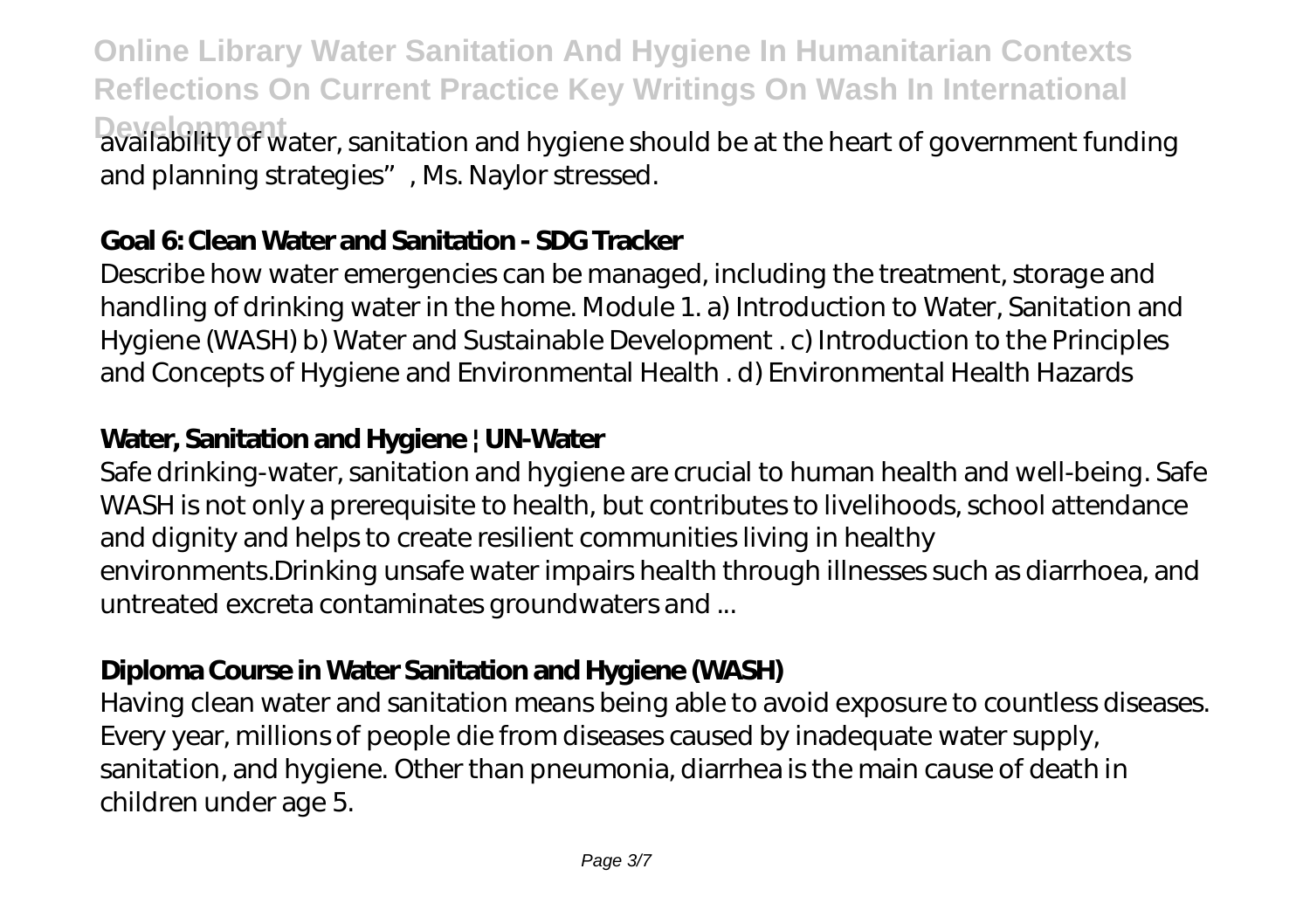availability of water, sanitation and hygiene should be at the heart of government funding and planning strategies", Ms. Naylor stressed.

## Goal 6: Clean Water and Sanitation - SDG Tracker

Describe how water emergencies can be managed, including the treatment, storage and handling of drinking water in the home. Module 1. a) Introduction to Water, Sanitation and Hygiene (WASH) b) Water and Sustainable Development . c) Introduction to the Principles and Concepts of Hygiene and Environmental Health . d) Environmental Health Hazards

## Water, Sanitation and Hygiene | UN-Water

Safe drinking-water, sanitation and hygiene are crucial to human health and well-being. Safe WASH is not only a prerequisite to health, but contributes to livelihoods, school attendance and dignity and helps to create resilient communities living in healthy environments.Drinking unsafe water impairs health through illnesses such as diarrhoea, and untreated excreta contaminates groundwaters and ...

## Diploma Course in Water Sanitation and Hygiene (WASH)

Having clean water and sanitation means being able to avoid exposure to countless diseases. Every year, millions of people die from diseases caused by inadequate water supply, sanitation, and hygiene. Other than pneumonia, diarrhea is the main cause of death in children under age 5.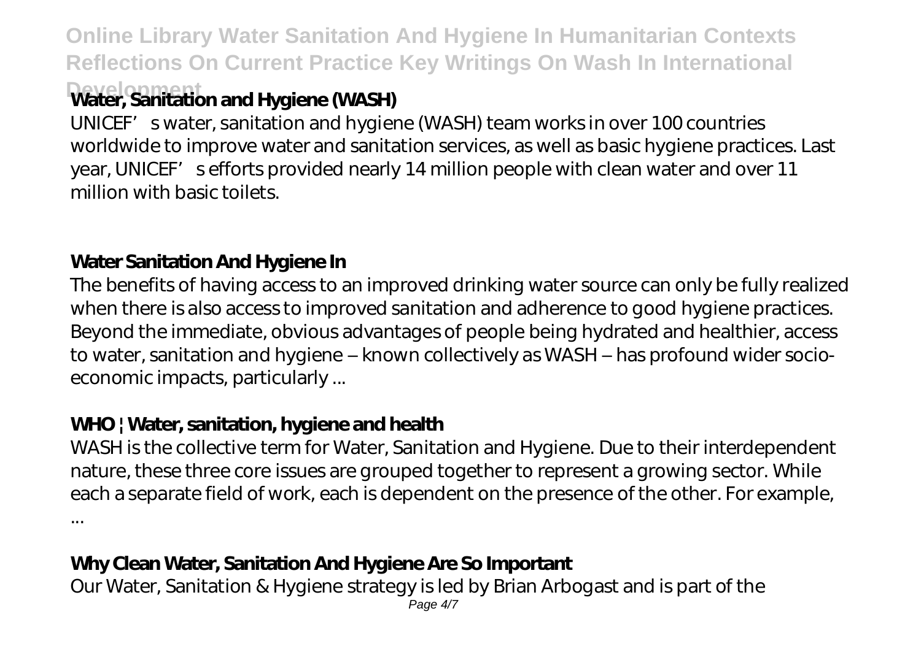## Water, Sanitation and Hygiene (WASH)

UNICEF's water, sanitation and hygiene (WASH) team works in over 100 countries worldwide to improve water and sanitation services, as well as basic hygiene practices. Last year, UNICEF's efforts provided nearly 14 million people with clean water and over 11 million with basic toilets.

## Water Sanitation And Hygiene In

The benefits of having access to an improved drinking water source can only be fully realized when there is also access to improved sanitation and adherence to good hygiene practices. Beyond the immediate, obvious advantages of people being hydrated and healthier, access to water, sanitation and hygiene – known collectively as WASH – has profound wider socio-economic impacts, particularly ...

## WHO | Water, sanitation, hygiene and health

WASH is the collective term for Water, Sanitation and Hygiene. Due to their interdependent nature, these three core issues are grouped together to represent a growing sector. While each a separate field of work, each is dependent on the presence of the other. For example, ...

## Why Clean Water, Sanitation And Hygiene Are So Important

Our Water, Sanitation & Hygiene strategy is led by Brian Arbogast and is part of the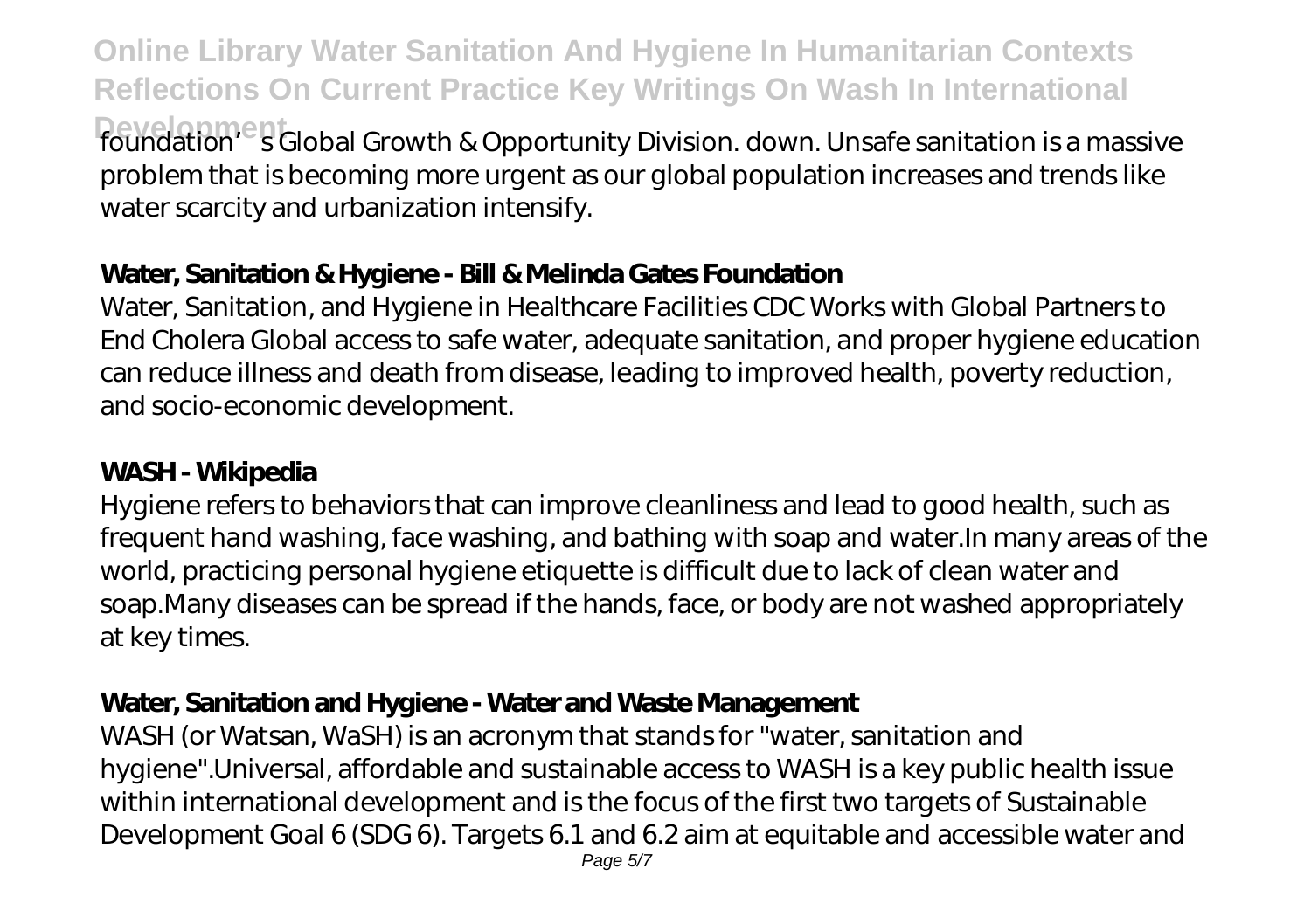foundation's Global Growth & Opportunity Division. down. Unsafe sanitation is a massive problem that is becoming more urgent as our global population increases and trends like water scarcity and urbanization intensify.

**Water, Sanitation & Hygiene - Bill & Melinda Gates Foundation**

Water, Sanitation, and Hygiene in Healthcare Facilities CDC Works with Global Partners to End Cholera Global access to safe water, adequate sanitation, and proper hygiene education can reduce illness and death from disease, leading to improved health, poverty reduction, and socio-economic development.

**WASH - Wikipedia**

Hygiene refers to behaviors that can improve cleanliness and lead to good health, such as frequent hand washing, face washing, and bathing with soap and water.In many areas of the world, practicing personal hygiene etiquette is difficult due to lack of clean water and soap.Many diseases can be spread if the hands, face, or body are not washed appropriately at key times.

**Water, Sanitation and Hygiene - Water and Waste Management**

WASH (or Watsan, WaSH) is an acronym that stands for "water, sanitation and hygiene".Universal, affordable and sustainable access to WASH is a key public health issue within international development and is the focus of the first two targets of Sustainable Development Goal 6 (SDG 6). Targets 6.1 and 6.2 aim at equitable and accessible water and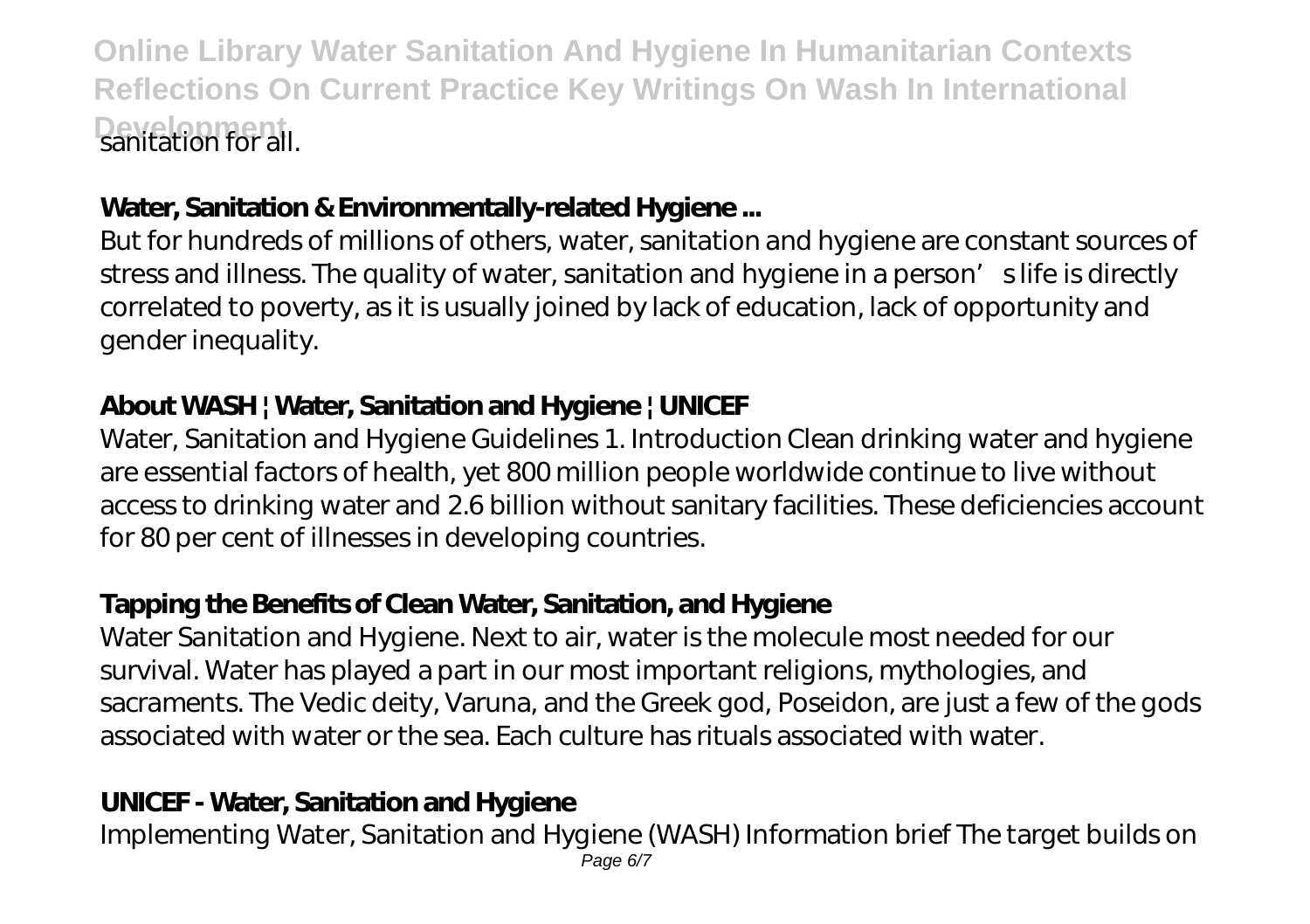sanitation for all.

**Water, Sanitation & Environmentally-related Hygiene ...**

But for hundreds of millions of others, water, sanitation and hygiene are constant sources of stress and illness. The quality of water, sanitation and hygiene in a person's life is directly correlated to poverty, as it is usually joined by lack of education, lack of opportunity and gender inequality.

**About WASH | Water, Sanitation and Hygiene | UNICEF**

Water, Sanitation and Hygiene Guidelines 1. Introduction Clean drinking water and hygiene are essential factors of health, yet 800 million people worldwide continue to live without access to drinking water and 2.6 billion without sanitary facilities. These deficiencies account for 80 per cent of illnesses in developing countries.

**Tapping the Benefits of Clean Water, Sanitation, and Hygiene**

Water Sanitation and Hygiene. Next to air, water is the molecule most needed for our survival. Water has played a part in our most important religions, mythologies, and sacraments. The Vedic deity, Varuna, and the Greek god, Poseidon, are just a few of the gods associated with water or the sea. Each culture has rituals associated with water.

**UNICEF - Water, Sanitation and Hygiene**

Implementing Water, Sanitation and Hygiene (WASH) Information brief The target builds on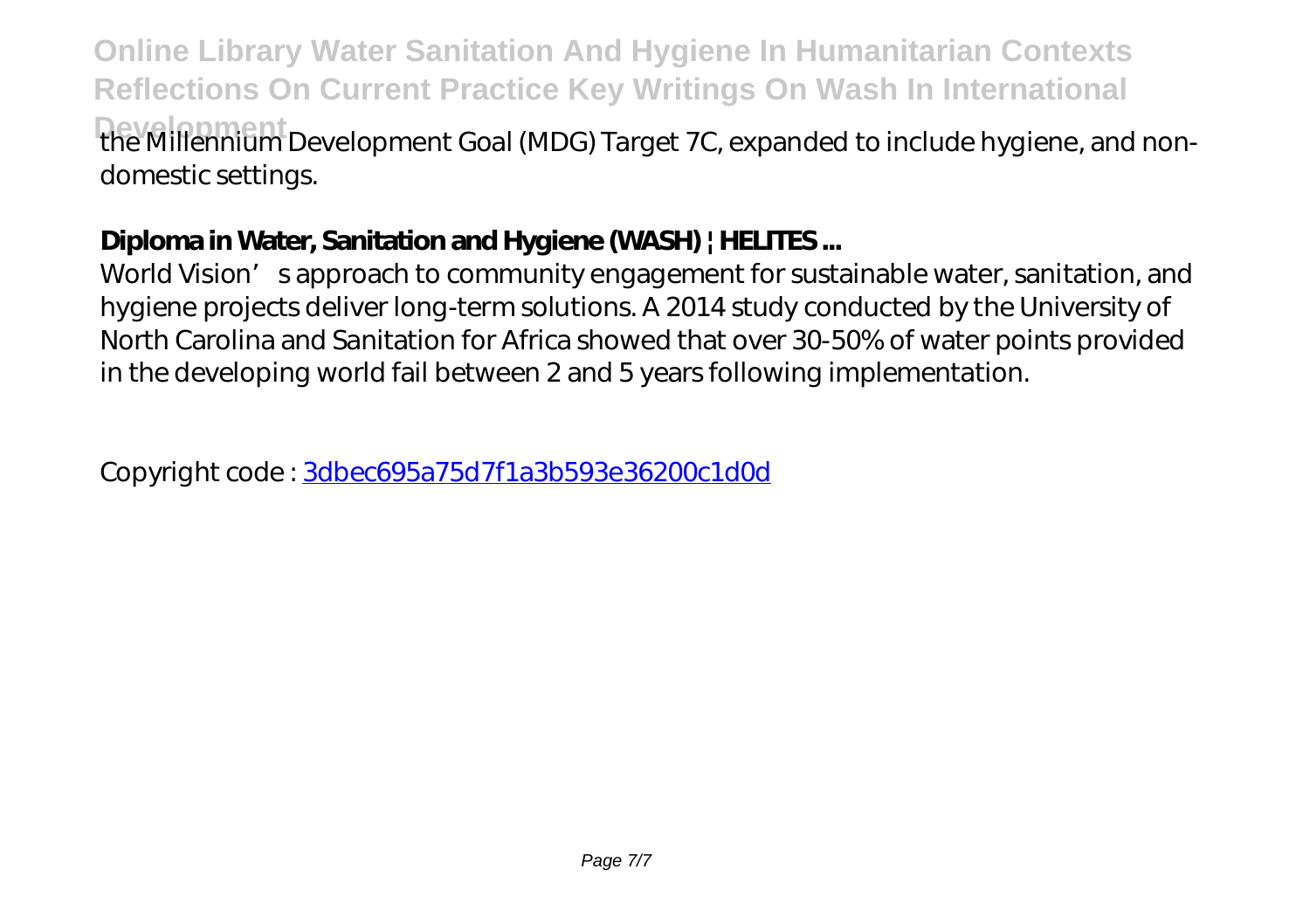the Millennium Development Goal (MDG) Target 7C, expanded to include hygiene, and non-domestic settings.

**Diploma in Water, Sanitation and Hygiene (WASH) | HELITES ...**

World Vision's approach to community engagement for sustainable water, sanitation, and hygiene projects deliver long-term solutions. A 2014 study conducted by the University of North Carolina and Sanitation for Africa showed that over 30-50% of water points provided in the developing world fail between 2 and 5 years following implementation.

Copyright code : 3dbec695a75d7f1a3b593e36200c1d0d